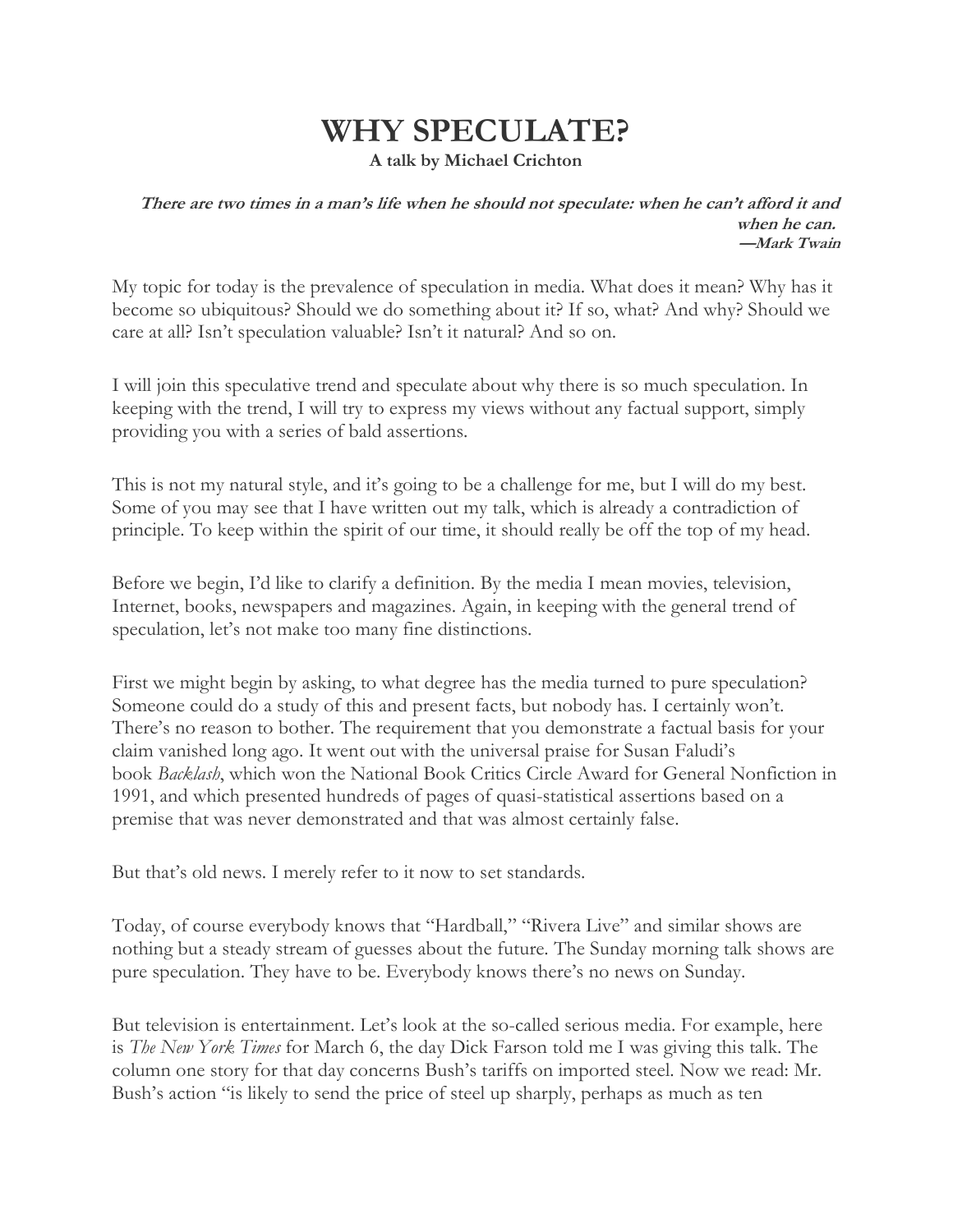# WHY SPECULATE?

**A talk by Michael Crichton**

> ***There are two times in a man's life when he should not speculate: when he can't afford it and when he can.***
> ***—Mark Twain***

My topic for today is the prevalence of speculation in media. What does it mean? Why has it become so ubiquitous? Should we do something about it? If so, what? And why? Should we care at all? Isn't speculation valuable? Isn't it natural? And so on.

I will join this speculative trend and speculate about why there is so much speculation. In keeping with the trend, I will try to express my views without any factual support, simply providing you with a series of bald assertions.

This is not my natural style, and it's going to be a challenge for me, but I will do my best. Some of you may see that I have written out my talk, which is already a contradiction of principle. To keep within the spirit of our time, it should really be off the top of my head.

Before we begin, I'd like to clarify a definition. By the media I mean movies, television, Internet, books, newspapers and magazines. Again, in keeping with the general trend of speculation, let's not make too many fine distinctions.

First we might begin by asking, to what degree has the media turned to pure speculation? Someone could do a study of this and present facts, but nobody has. I certainly won't. There's no reason to bother. The requirement that you demonstrate a factual basis for your claim vanished long ago. It went out with the universal praise for Susan Faludi's book *Backlash*, which won the National Book Critics Circle Award for General Nonfiction in 1991, and which presented hundreds of pages of quasi-statistical assertions based on a premise that was never demonstrated and that was almost certainly false.

But that's old news. I merely refer to it now to set standards.

Today, of course everybody knows that "Hardball," "Rivera Live" and similar shows are nothing but a steady stream of guesses about the future. The Sunday morning talk shows are pure speculation. They have to be. Everybody knows there's no news on Sunday.

But television is entertainment. Let's look at the so-called serious media. For example, here is *The New York Times* for March 6, the day Dick Farson told me I was giving this talk. The column one story for that day concerns Bush's tariffs on imported steel. Now we read: Mr. Bush's action "is likely to send the price of steel up sharply, perhaps as much as ten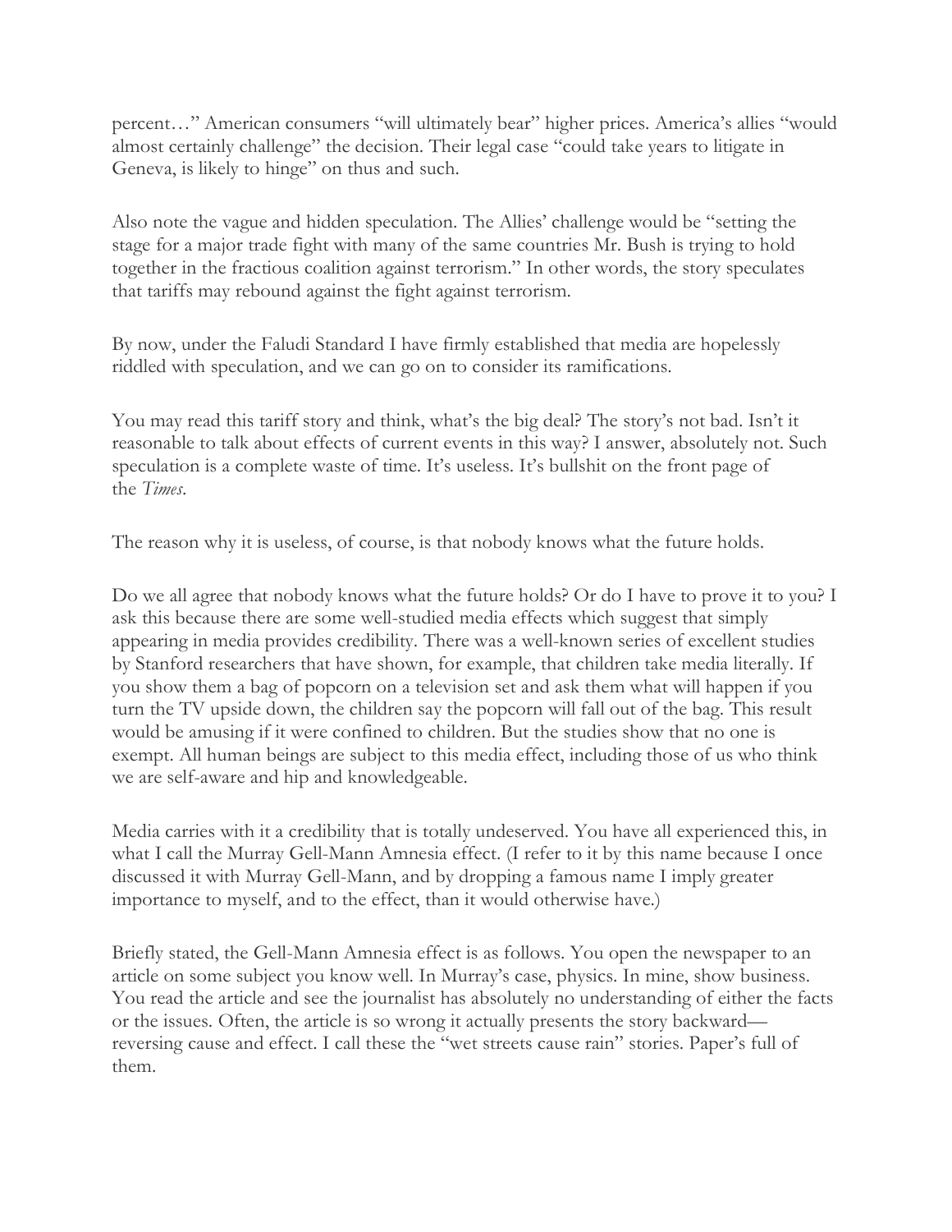percent…" American consumers "will ultimately bear" higher prices. America's allies "would almost certainly challenge" the decision. Their legal case "could take years to litigate in Geneva, is likely to hinge" on thus and such.

Also note the vague and hidden speculation. The Allies' challenge would be "setting the stage for a major trade fight with many of the same countries Mr. Bush is trying to hold together in the fractious coalition against terrorism." In other words, the story speculates that tariffs may rebound against the fight against terrorism.

By now, under the Faludi Standard I have firmly established that media are hopelessly riddled with speculation, and we can go on to consider its ramifications.

You may read this tariff story and think, what's the big deal? The story's not bad. Isn't it reasonable to talk about effects of current events in this way? I answer, absolutely not. Such speculation is a complete waste of time. It's useless. It's bullshit on the front page of the *Times*.

The reason why it is useless, of course, is that nobody knows what the future holds.

Do we all agree that nobody knows what the future holds? Or do I have to prove it to you? I ask this because there are some well-studied media effects which suggest that simply appearing in media provides credibility. There was a well-known series of excellent studies by Stanford researchers that have shown, for example, that children take media literally. If you show them a bag of popcorn on a television set and ask them what will happen if you turn the TV upside down, the children say the popcorn will fall out of the bag. This result would be amusing if it were confined to children. But the studies show that no one is exempt. All human beings are subject to this media effect, including those of us who think we are self-aware and hip and knowledgeable.

Media carries with it a credibility that is totally undeserved. You have all experienced this, in what I call the Murray Gell-Mann Amnesia effect. (I refer to it by this name because I once discussed it with Murray Gell-Mann, and by dropping a famous name I imply greater importance to myself, and to the effect, than it would otherwise have.)

Briefly stated, the Gell-Mann Amnesia effect is as follows. You open the newspaper to an article on some subject you know well. In Murray's case, physics. In mine, show business. You read the article and see the journalist has absolutely no understanding of either the facts or the issues. Often, the article is so wrong it actually presents the story backward—reversing cause and effect. I call these the "wet streets cause rain" stories. Paper's full of them.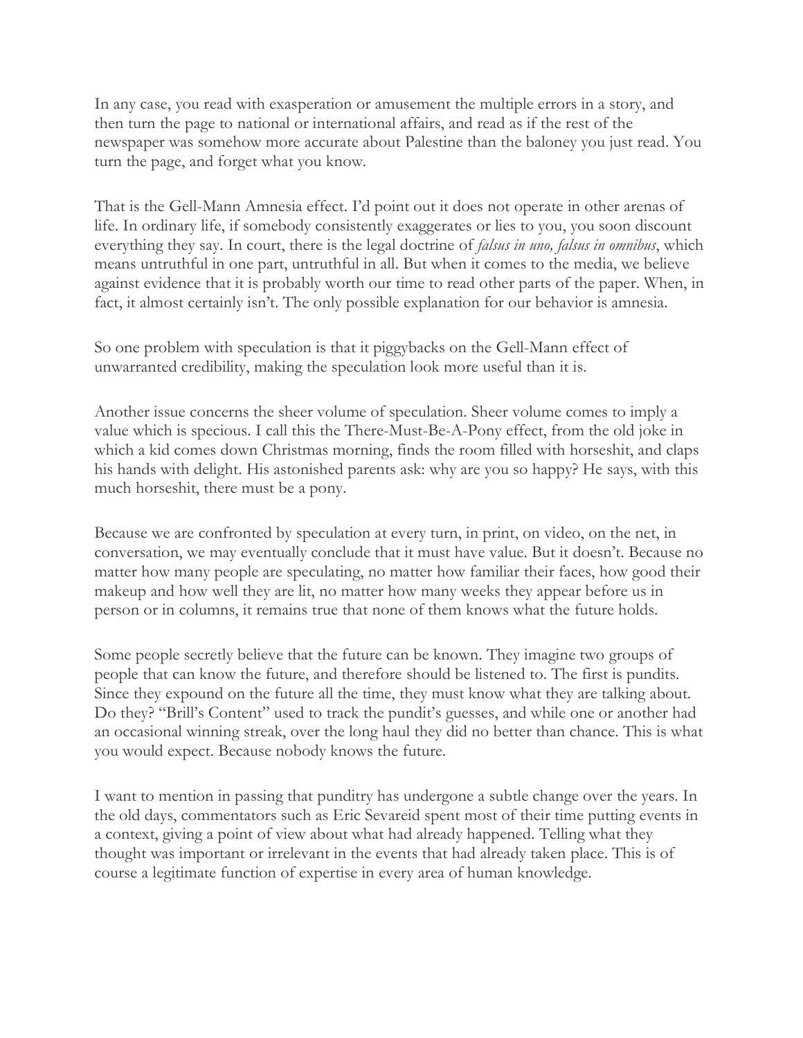In any case, you read with exasperation or amusement the multiple errors in a story, and then turn the page to national or international affairs, and read as if the rest of the newspaper was somehow more accurate about Palestine than the baloney you just read. You turn the page, and forget what you know.

That is the Gell-Mann Amnesia effect. I'd point out it does not operate in other arenas of life. In ordinary life, if somebody consistently exaggerates or lies to you, you soon discount everything they say. In court, there is the legal doctrine of *falsus in uno, falsus in omnibus*, which means untruthful in one part, untruthful in all. But when it comes to the media, we believe against evidence that it is probably worth our time to read other parts of the paper. When, in fact, it almost certainly isn't. The only possible explanation for our behavior is amnesia.

So one problem with speculation is that it piggybacks on the Gell-Mann effect of unwarranted credibility, making the speculation look more useful than it is.

Another issue concerns the sheer volume of speculation. Sheer volume comes to imply a value which is specious. I call this the There-Must-Be-A-Pony effect, from the old joke in which a kid comes down Christmas morning, finds the room filled with horseshit, and claps his hands with delight. His astonished parents ask: why are you so happy? He says, with this much horseshit, there must be a pony.

Because we are confronted by speculation at every turn, in print, on video, on the net, in conversation, we may eventually conclude that it must have value. But it doesn't. Because no matter how many people are speculating, no matter how familiar their faces, how good their makeup and how well they are lit, no matter how many weeks they appear before us in person or in columns, it remains true that none of them knows what the future holds.

Some people secretly believe that the future can be known. They imagine two groups of people that can know the future, and therefore should be listened to. The first is pundits. Since they expound on the future all the time, they must know what they are talking about. Do they? "Brill's Content" used to track the pundit's guesses, and while one or another had an occasional winning streak, over the long haul they did no better than chance. This is what you would expect. Because nobody knows the future.

I want to mention in passing that punditry has undergone a subtle change over the years. In the old days, commentators such as Eric Sevareid spent most of their time putting events in a context, giving a point of view about what had already happened. Telling what they thought was important or irrelevant in the events that had already taken place. This is of course a legitimate function of expertise in every area of human knowledge.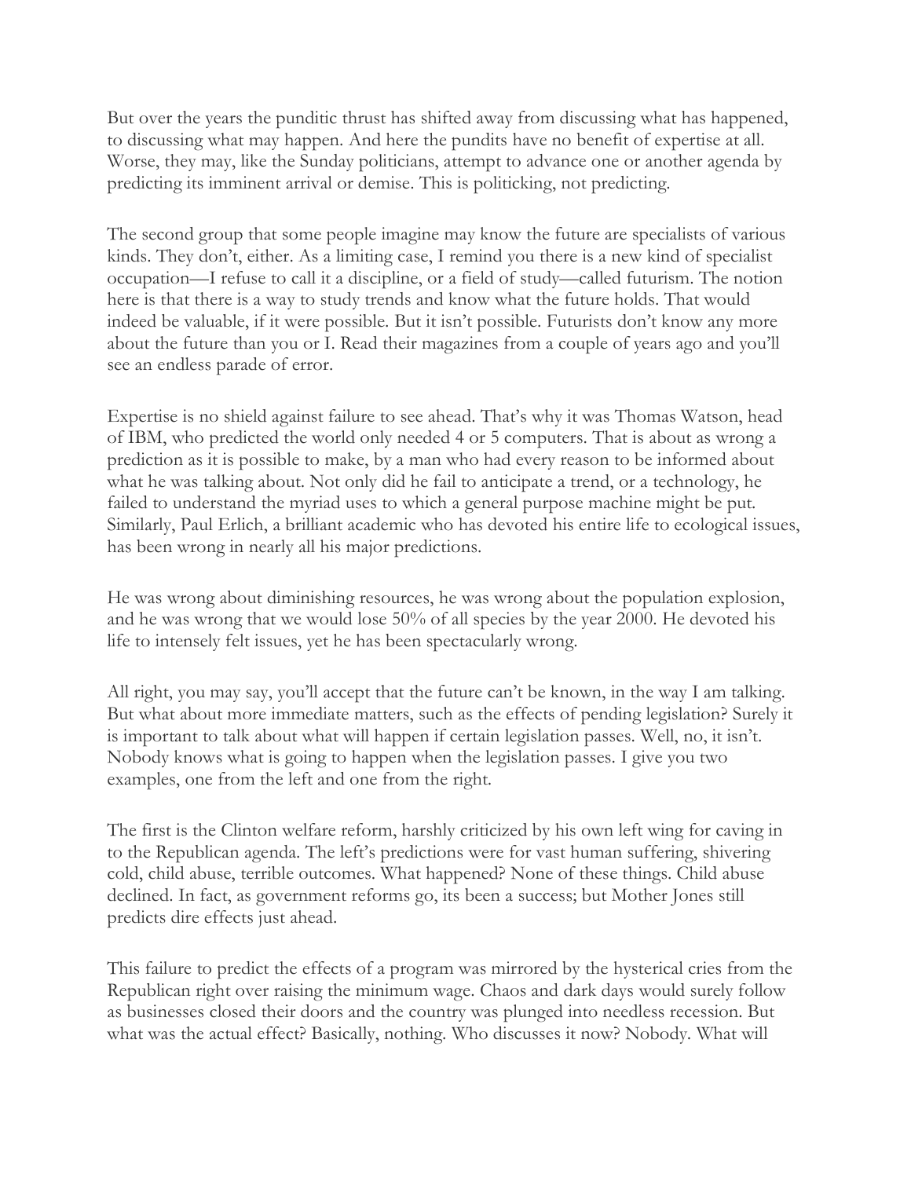But over the years the punditic thrust has shifted away from discussing what has happened, to discussing what may happen. And here the pundits have no benefit of expertise at all. Worse, they may, like the Sunday politicians, attempt to advance one or another agenda by predicting its imminent arrival or demise. This is politicking, not predicting.

The second group that some people imagine may know the future are specialists of various kinds. They don't, either. As a limiting case, I remind you there is a new kind of specialist occupation—I refuse to call it a discipline, or a field of study—called futurism. The notion here is that there is a way to study trends and know what the future holds. That would indeed be valuable, if it were possible. But it isn't possible. Futurists don't know any more about the future than you or I. Read their magazines from a couple of years ago and you'll see an endless parade of error.

Expertise is no shield against failure to see ahead. That's why it was Thomas Watson, head of IBM, who predicted the world only needed 4 or 5 computers. That is about as wrong a prediction as it is possible to make, by a man who had every reason to be informed about what he was talking about. Not only did he fail to anticipate a trend, or a technology, he failed to understand the myriad uses to which a general purpose machine might be put. Similarly, Paul Erlich, a brilliant academic who has devoted his entire life to ecological issues, has been wrong in nearly all his major predictions.

He was wrong about diminishing resources, he was wrong about the population explosion, and he was wrong that we would lose 50% of all species by the year 2000. He devoted his life to intensely felt issues, yet he has been spectacularly wrong.

All right, you may say, you'll accept that the future can't be known, in the way I am talking. But what about more immediate matters, such as the effects of pending legislation? Surely it is important to talk about what will happen if certain legislation passes. Well, no, it isn't. Nobody knows what is going to happen when the legislation passes. I give you two examples, one from the left and one from the right.

The first is the Clinton welfare reform, harshly criticized by his own left wing for caving in to the Republican agenda. The left's predictions were for vast human suffering, shivering cold, child abuse, terrible outcomes. What happened? None of these things. Child abuse declined. In fact, as government reforms go, its been a success; but Mother Jones still predicts dire effects just ahead.

This failure to predict the effects of a program was mirrored by the hysterical cries from the Republican right over raising the minimum wage. Chaos and dark days would surely follow as businesses closed their doors and the country was plunged into needless recession. But what was the actual effect? Basically, nothing. Who discusses it now? Nobody. What will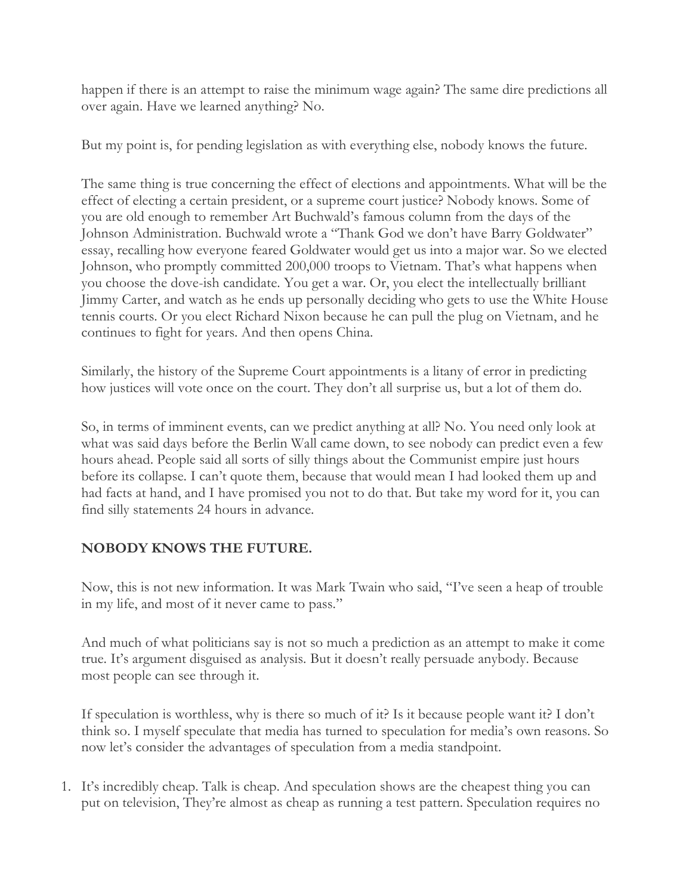happen if there is an attempt to raise the minimum wage again? The same dire predictions all over again. Have we learned anything? No.

But my point is, for pending legislation as with everything else, nobody knows the future.

The same thing is true concerning the effect of elections and appointments. What will be the effect of electing a certain president, or a supreme court justice? Nobody knows. Some of you are old enough to remember Art Buchwald's famous column from the days of the Johnson Administration. Buchwald wrote a "Thank God we don't have Barry Goldwater" essay, recalling how everyone feared Goldwater would get us into a major war. So we elected Johnson, who promptly committed 200,000 troops to Vietnam. That's what happens when you choose the dove-ish candidate. You get a war. Or, you elect the intellectually brilliant Jimmy Carter, and watch as he ends up personally deciding who gets to use the White House tennis courts. Or you elect Richard Nixon because he can pull the plug on Vietnam, and he continues to fight for years. And then opens China.

Similarly, the history of the Supreme Court appointments is a litany of error in predicting how justices will vote once on the court. They don't all surprise us, but a lot of them do.

So, in terms of imminent events, can we predict anything at all? No. You need only look at what was said days before the Berlin Wall came down, to see nobody can predict even a few hours ahead. People said all sorts of silly things about the Communist empire just hours before its collapse. I can't quote them, because that would mean I had looked them up and had facts at hand, and I have promised you not to do that. But take my word for it, you can find silly statements 24 hours in advance.

**NOBODY KNOWS THE FUTURE.**

Now, this is not new information. It was Mark Twain who said, "I've seen a heap of trouble in my life, and most of it never came to pass."

And much of what politicians say is not so much a prediction as an attempt to make it come true. It's argument disguised as analysis. But it doesn't really persuade anybody. Because most people can see through it.

If speculation is worthless, why is there so much of it? Is it because people want it? I don't think so. I myself speculate that media has turned to speculation for media's own reasons. So now let's consider the advantages of speculation from a media standpoint.

1. It's incredibly cheap. Talk is cheap. And speculation shows are the cheapest thing you can put on television, They're almost as cheap as running a test pattern. Speculation requires no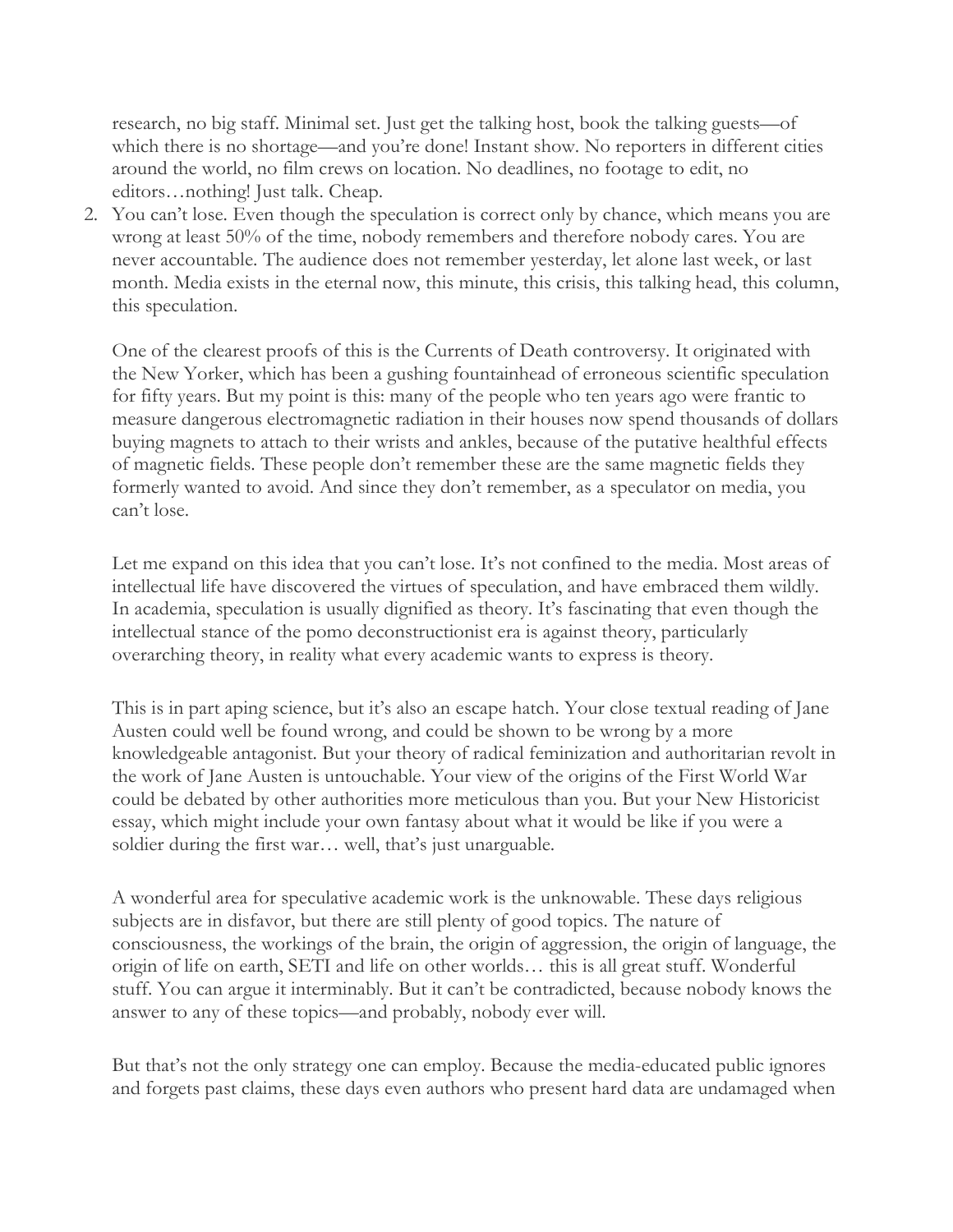research, no big staff. Minimal set. Just get the talking host, book the talking guests—of which there is no shortage—and you're done! Instant show. No reporters in different cities around the world, no film crews on location. No deadlines, no footage to edit, no editors…nothing! Just talk. Cheap.

2. You can't lose. Even though the speculation is correct only by chance, which means you are wrong at least 50% of the time, nobody remembers and therefore nobody cares. You are never accountable. The audience does not remember yesterday, let alone last week, or last month. Media exists in the eternal now, this minute, this crisis, this talking head, this column, this speculation.

   One of the clearest proofs of this is the Currents of Death controversy. It originated with the New Yorker, which has been a gushing fountainhead of erroneous scientific speculation for fifty years. But my point is this: many of the people who ten years ago were frantic to measure dangerous electromagnetic radiation in their houses now spend thousands of dollars buying magnets to attach to their wrists and ankles, because of the putative healthful effects of magnetic fields. These people don't remember these are the same magnetic fields they formerly wanted to avoid. And since they don't remember, as a speculator on media, you can't lose.

   Let me expand on this idea that you can't lose. It's not confined to the media. Most areas of intellectual life have discovered the virtues of speculation, and have embraced them wildly. In academia, speculation is usually dignified as theory. It's fascinating that even though the intellectual stance of the pomo deconstructionist era is against theory, particularly overarching theory, in reality what every academic wants to express is theory.

   This is in part aping science, but it's also an escape hatch. Your close textual reading of Jane Austen could well be found wrong, and could be shown to be wrong by a more knowledgeable antagonist. But your theory of radical feminization and authoritarian revolt in the work of Jane Austen is untouchable. Your view of the origins of the First World War could be debated by other authorities more meticulous than you. But your New Historicist essay, which might include your own fantasy about what it would be like if you were a soldier during the first war… well, that's just unarguable.

   A wonderful area for speculative academic work is the unknowable. These days religious subjects are in disfavor, but there are still plenty of good topics. The nature of consciousness, the workings of the brain, the origin of aggression, the origin of language, the origin of life on earth, SETI and life on other worlds… this is all great stuff. Wonderful stuff. You can argue it interminably. But it can't be contradicted, because nobody knows the answer to any of these topics—and probably, nobody ever will.

   But that's not the only strategy one can employ. Because the media-educated public ignores and forgets past claims, these days even authors who present hard data are undamaged when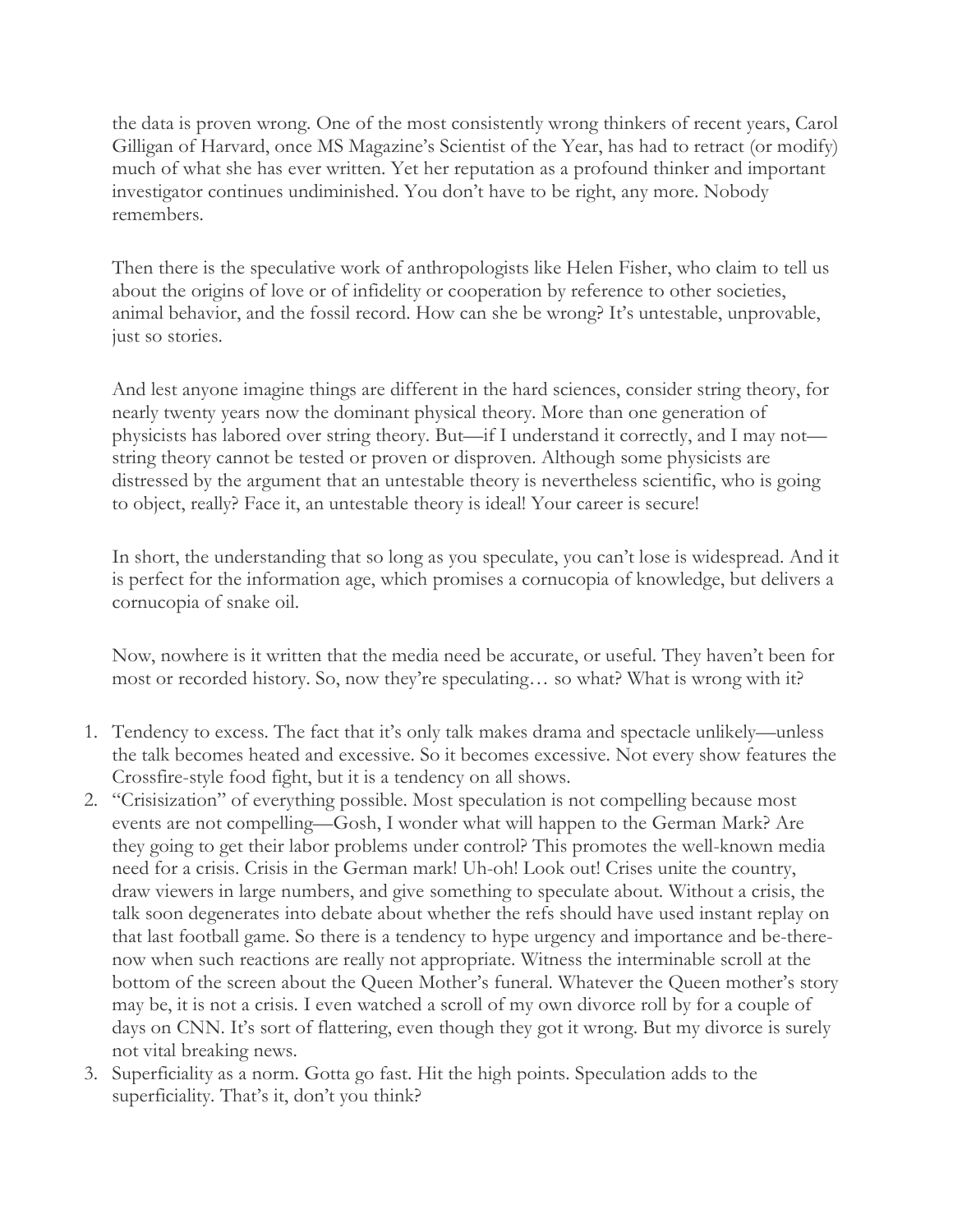the data is proven wrong. One of the most consistently wrong thinkers of recent years, Carol Gilligan of Harvard, once MS Magazine's Scientist of the Year, has had to retract (or modify) much of what she has ever written. Yet her reputation as a profound thinker and important investigator continues undiminished. You don't have to be right, any more. Nobody remembers.

Then there is the speculative work of anthropologists like Helen Fisher, who claim to tell us about the origins of love or of infidelity or cooperation by reference to other societies, animal behavior, and the fossil record. How can she be wrong? It's untestable, unprovable, just so stories.

And lest anyone imagine things are different in the hard sciences, consider string theory, for nearly twenty years now the dominant physical theory. More than one generation of physicists has labored over string theory. But—if I understand it correctly, and I may not—string theory cannot be tested or proven or disproven. Although some physicists are distressed by the argument that an untestable theory is nevertheless scientific, who is going to object, really? Face it, an untestable theory is ideal! Your career is secure!

In short, the understanding that so long as you speculate, you can't lose is widespread. And it is perfect for the information age, which promises a cornucopia of knowledge, but delivers a cornucopia of snake oil.

Now, nowhere is it written that the media need be accurate, or useful. They haven't been for most or recorded history. So, now they're speculating… so what? What is wrong with it?

1. Tendency to excess. The fact that it's only talk makes drama and spectacle unlikely—unless the talk becomes heated and excessive. So it becomes excessive. Not every show features the Crossfire-style food fight, but it is a tendency on all shows.
2. "Crisisization" of everything possible. Most speculation is not compelling because most events are not compelling—Gosh, I wonder what will happen to the German Mark? Are they going to get their labor problems under control? This promotes the well-known media need for a crisis. Crisis in the German mark! Uh-oh! Look out! Crises unite the country, draw viewers in large numbers, and give something to speculate about. Without a crisis, the talk soon degenerates into debate about whether the refs should have used instant replay on that last football game. So there is a tendency to hype urgency and importance and be-there-now when such reactions are really not appropriate. Witness the interminable scroll at the bottom of the screen about the Queen Mother's funeral. Whatever the Queen mother's story may be, it is not a crisis. I even watched a scroll of my own divorce roll by for a couple of days on CNN. It's sort of flattering, even though they got it wrong. But my divorce is surely not vital breaking news.
3. Superficiality as a norm. Gotta go fast. Hit the high points. Speculation adds to the superficiality. That's it, don't you think?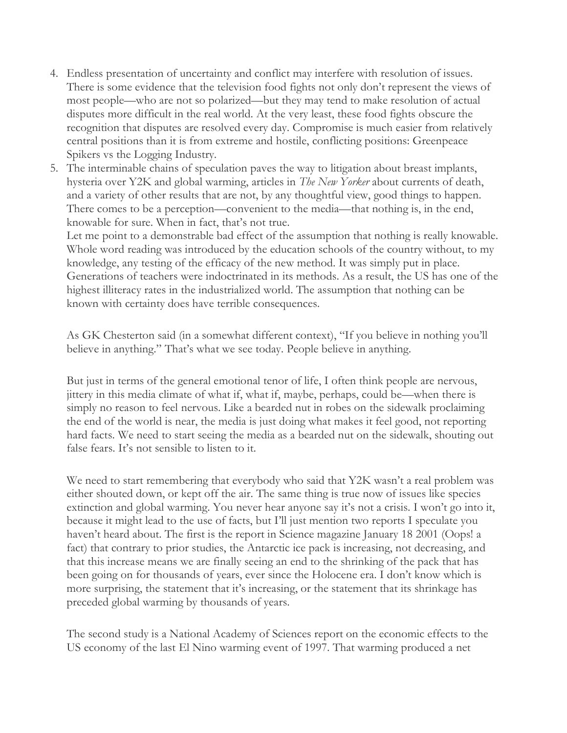4. Endless presentation of uncertainty and conflict may interfere with resolution of issues. There is some evidence that the television food fights not only don't represent the views of most people—who are not so polarized—but they may tend to make resolution of actual disputes more difficult in the real world. At the very least, these food fights obscure the recognition that disputes are resolved every day. Compromise is much easier from relatively central positions than it is from extreme and hostile, conflicting positions: Greenpeace Spikers vs the Logging Industry.
5. The interminable chains of speculation paves the way to litigation about breast implants, hysteria over Y2K and global warming, articles in *The New Yorker* about currents of death, and a variety of other results that are not, by any thoughtful view, good things to happen. There comes to be a perception—convenient to the media—that nothing is, in the end, knowable for sure. When in fact, that's not true.

   Let me point to a demonstrable bad effect of the assumption that nothing is really knowable. Whole word reading was introduced by the education schools of the country without, to my knowledge, any testing of the efficacy of the new method. It was simply put in place. Generations of teachers were indoctrinated in its methods. As a result, the US has one of the highest illiteracy rates in the industrialized world. The assumption that nothing can be known with certainty does have terrible consequences.

   As GK Chesterton said (in a somewhat different context), "If you believe in nothing you'll believe in anything." That's what we see today. People believe in anything.

   But just in terms of the general emotional tenor of life, I often think people are nervous, jittery in this media climate of what if, what if, maybe, perhaps, could be—when there is simply no reason to feel nervous. Like a bearded nut in robes on the sidewalk proclaiming the end of the world is near, the media is just doing what makes it feel good, not reporting hard facts. We need to start seeing the media as a bearded nut on the sidewalk, shouting out false fears. It's not sensible to listen to it.

   We need to start remembering that everybody who said that Y2K wasn't a real problem was either shouted down, or kept off the air. The same thing is true now of issues like species extinction and global warming. You never hear anyone say it's not a crisis. I won't go into it, because it might lead to the use of facts, but I'll just mention two reports I speculate you haven't heard about. The first is the report in Science magazine January 18 2001 (Oops! a fact) that contrary to prior studies, the Antarctic ice pack is increasing, not decreasing, and that this increase means we are finally seeing an end to the shrinking of the pack that has been going on for thousands of years, ever since the Holocene era. I don't know which is more surprising, the statement that it's increasing, or the statement that its shrinkage has preceded global warming by thousands of years.

   The second study is a National Academy of Sciences report on the economic effects to the US economy of the last El Nino warming event of 1997. That warming produced a net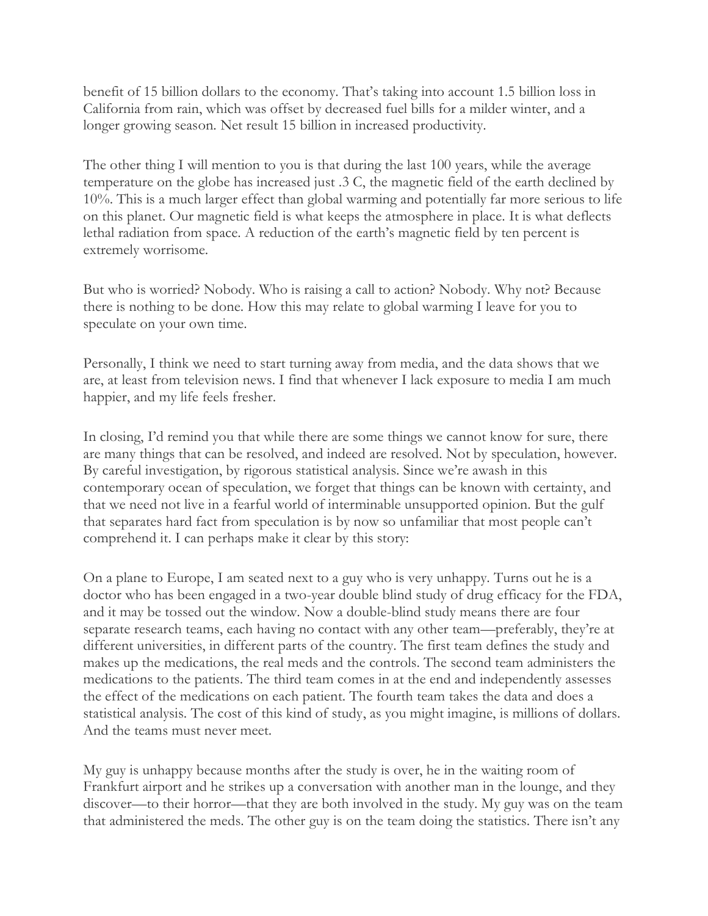benefit of 15 billion dollars to the economy. That's taking into account 1.5 billion loss in California from rain, which was offset by decreased fuel bills for a milder winter, and a longer growing season. Net result 15 billion in increased productivity.

The other thing I will mention to you is that during the last 100 years, while the average temperature on the globe has increased just .3 C, the magnetic field of the earth declined by 10%. This is a much larger effect than global warming and potentially far more serious to life on this planet. Our magnetic field is what keeps the atmosphere in place. It is what deflects lethal radiation from space. A reduction of the earth's magnetic field by ten percent is extremely worrisome.

But who is worried? Nobody. Who is raising a call to action? Nobody. Why not? Because there is nothing to be done. How this may relate to global warming I leave for you to speculate on your own time.

Personally, I think we need to start turning away from media, and the data shows that we are, at least from television news. I find that whenever I lack exposure to media I am much happier, and my life feels fresher.

In closing, I'd remind you that while there are some things we cannot know for sure, there are many things that can be resolved, and indeed are resolved. Not by speculation, however. By careful investigation, by rigorous statistical analysis. Since we're awash in this contemporary ocean of speculation, we forget that things can be known with certainty, and that we need not live in a fearful world of interminable unsupported opinion. But the gulf that separates hard fact from speculation is by now so unfamiliar that most people can't comprehend it. I can perhaps make it clear by this story:

On a plane to Europe, I am seated next to a guy who is very unhappy. Turns out he is a doctor who has been engaged in a two-year double blind study of drug efficacy for the FDA, and it may be tossed out the window. Now a double-blind study means there are four separate research teams, each having no contact with any other team—preferably, they're at different universities, in different parts of the country. The first team defines the study and makes up the medications, the real meds and the controls. The second team administers the medications to the patients. The third team comes in at the end and independently assesses the effect of the medications on each patient. The fourth team takes the data and does a statistical analysis. The cost of this kind of study, as you might imagine, is millions of dollars. And the teams must never meet.

My guy is unhappy because months after the study is over, he in the waiting room of Frankfurt airport and he strikes up a conversation with another man in the lounge, and they discover—to their horror—that they are both involved in the study. My guy was on the team that administered the meds. The other guy is on the team doing the statistics. There isn't any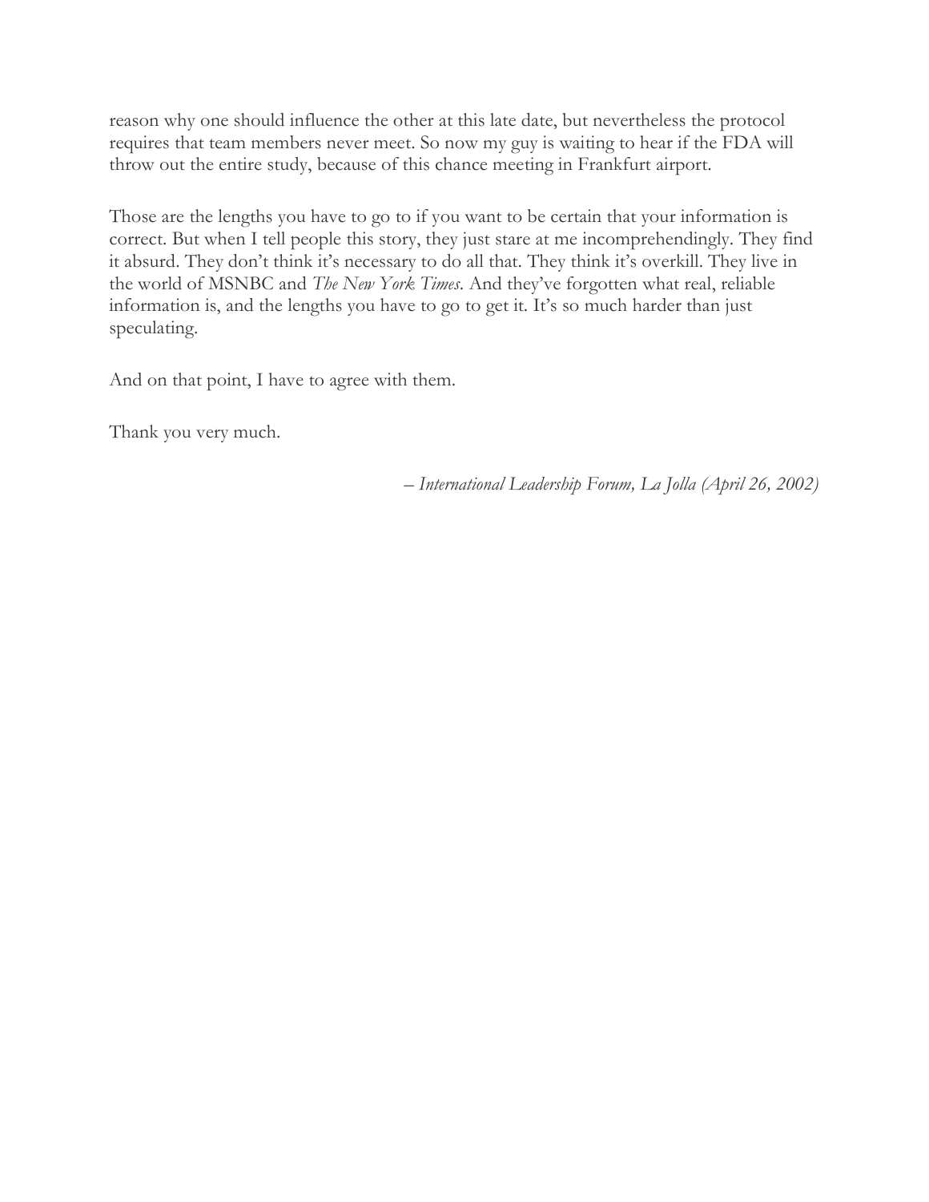reason why one should influence the other at this late date, but nevertheless the protocol requires that team members never meet. So now my guy is waiting to hear if the FDA will throw out the entire study, because of this chance meeting in Frankfurt airport.

Those are the lengths you have to go to if you want to be certain that your information is correct. But when I tell people this story, they just stare at me incomprehendingly. They find it absurd. They don't think it's necessary to do all that. They think it's overkill. They live in the world of MSNBC and *The New York Times*. And they've forgotten what real, reliable information is, and the lengths you have to go to get it. It's so much harder than just speculating.

And on that point, I have to agree with them.

Thank you very much.

*– International Leadership Forum, La Jolla (April 26, 2002)*